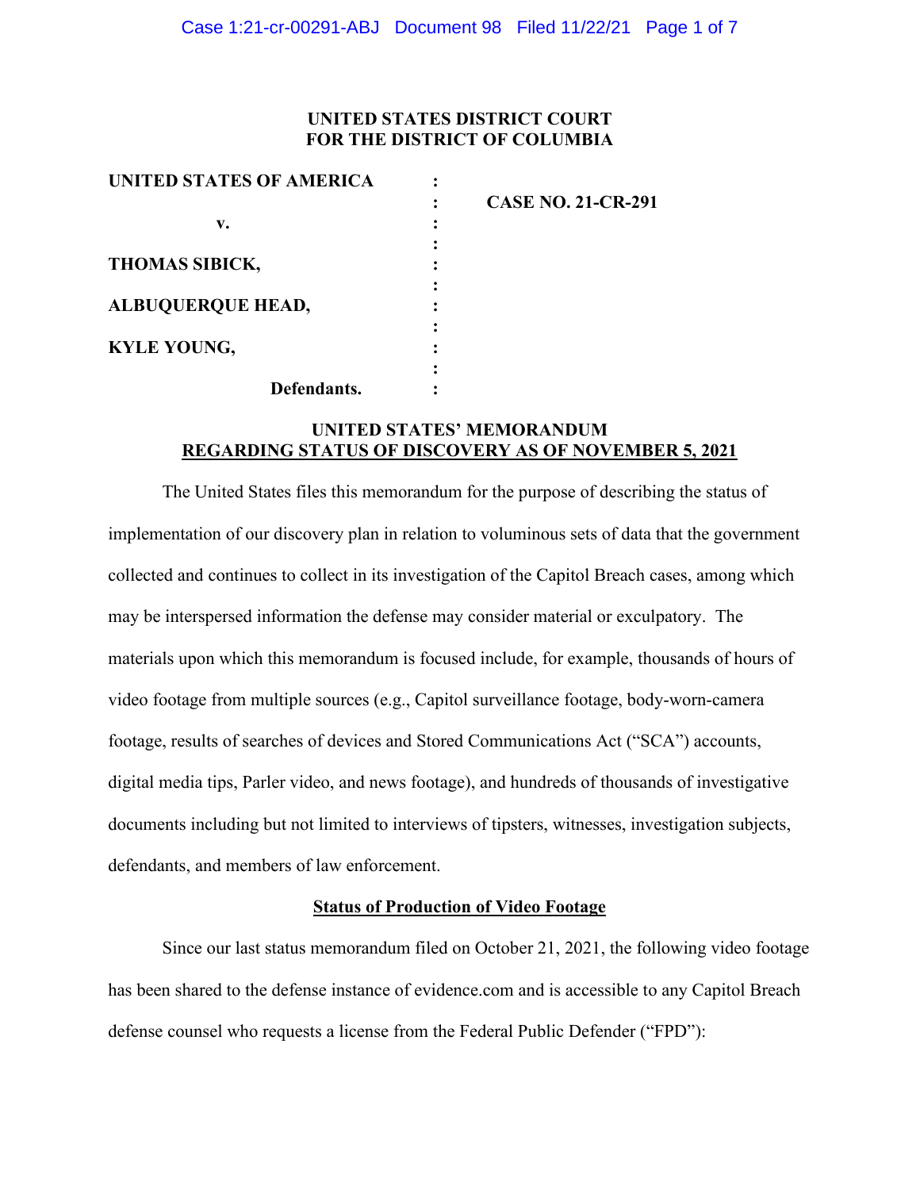**UNITED STATES DISTRICT COURT**
**FOR THE DISTRICT OF COLUMBIA**

| | | |
|---|---|---|
| **UNITED STATES OF AMERICA** | : | |
| | : | **CASE NO. 21-CR-291** |
| **v.** | : | |
| | : | |
| **THOMAS SIBICK,** | : | |
| | : | |
| **ALBUQUERQUE HEAD,** | : | |
| | : | |
| **KYLE YOUNG,** | : | |
| | : | |
| **Defendants.** | : | |

**UNITED STATES' MEMORANDUM**
**REGARDING STATUS OF DISCOVERY AS OF NOVEMBER 5, 2021**

The United States files this memorandum for the purpose of describing the status of implementation of our discovery plan in relation to voluminous sets of data that the government collected and continues to collect in its investigation of the Capitol Breach cases, among which may be interspersed information the defense may consider material or exculpatory. The materials upon which this memorandum is focused include, for example, thousands of hours of video footage from multiple sources (e.g., Capitol surveillance footage, body-worn-camera footage, results of searches of devices and Stored Communications Act ("SCA") accounts, digital media tips, Parler video, and news footage), and hundreds of thousands of investigative documents including but not limited to interviews of tipsters, witnesses, investigation subjects, defendants, and members of law enforcement.

**Status of Production of Video Footage**

Since our last status memorandum filed on October 21, 2021, the following video footage has been shared to the defense instance of evidence.com and is accessible to any Capitol Breach defense counsel who requests a license from the Federal Public Defender ("FPD"):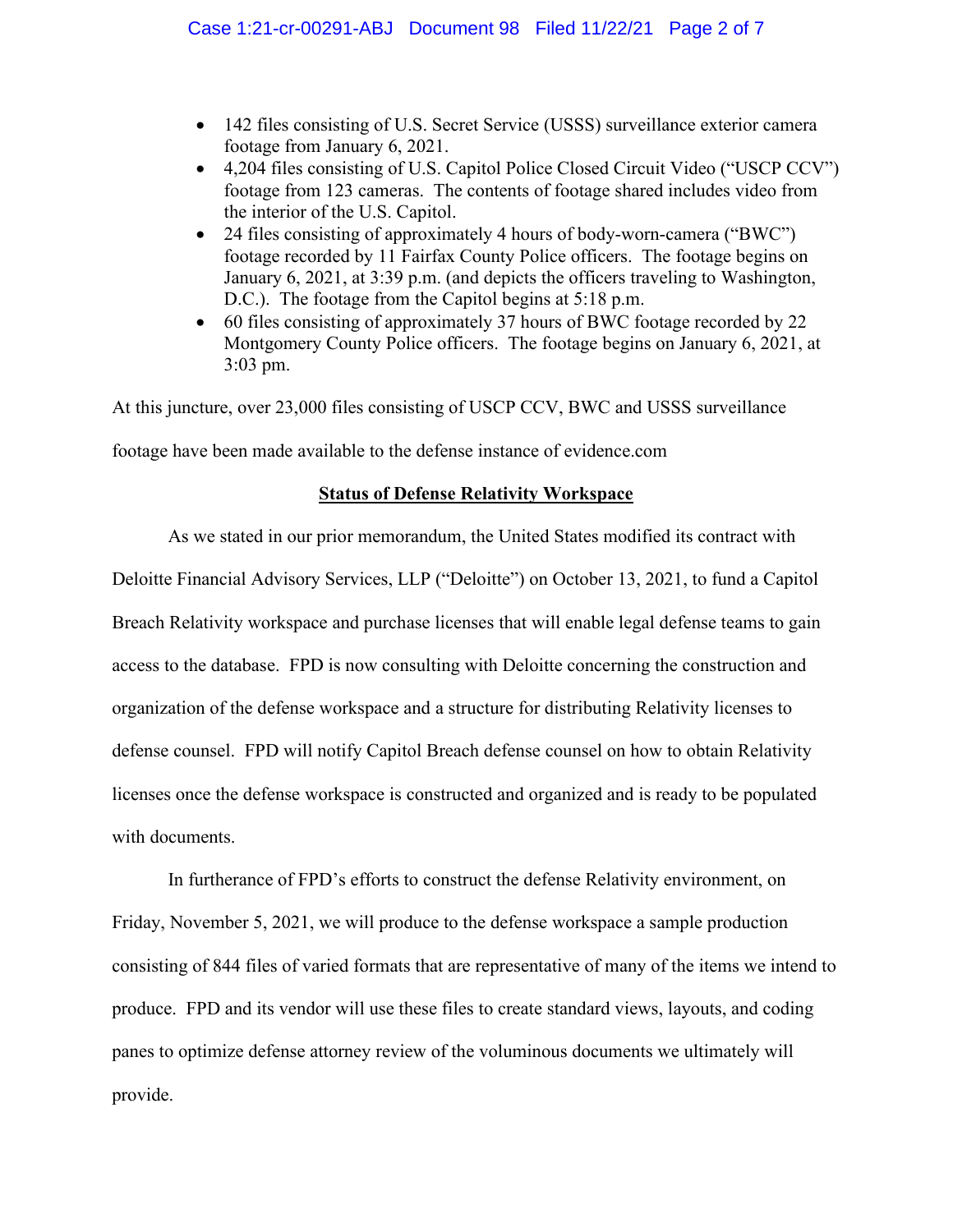- 142 files consisting of U.S. Secret Service (USSS) surveillance exterior camera footage from January 6, 2021.
- 4,204 files consisting of U.S. Capitol Police Closed Circuit Video ("USCP CCV") footage from 123 cameras. The contents of footage shared includes video from the interior of the U.S. Capitol.
- 24 files consisting of approximately 4 hours of body-worn-camera ("BWC") footage recorded by 11 Fairfax County Police officers. The footage begins on January 6, 2021, at 3:39 p.m. (and depicts the officers traveling to Washington, D.C.). The footage from the Capitol begins at 5:18 p.m.
- 60 files consisting of approximately 37 hours of BWC footage recorded by 22 Montgomery County Police officers. The footage begins on January 6, 2021, at 3:03 pm.

At this juncture, over 23,000 files consisting of USCP CCV, BWC and USSS surveillance footage have been made available to the defense instance of evidence.com

**Status of Defense Relativity Workspace**

As we stated in our prior memorandum, the United States modified its contract with Deloitte Financial Advisory Services, LLP ("Deloitte") on October 13, 2021, to fund a Capitol Breach Relativity workspace and purchase licenses that will enable legal defense teams to gain access to the database. FPD is now consulting with Deloitte concerning the construction and organization of the defense workspace and a structure for distributing Relativity licenses to defense counsel. FPD will notify Capitol Breach defense counsel on how to obtain Relativity licenses once the defense workspace is constructed and organized and is ready to be populated with documents.

In furtherance of FPD's efforts to construct the defense Relativity environment, on Friday, November 5, 2021, we will produce to the defense workspace a sample production consisting of 844 files of varied formats that are representative of many of the items we intend to produce. FPD and its vendor will use these files to create standard views, layouts, and coding panes to optimize defense attorney review of the voluminous documents we ultimately will provide.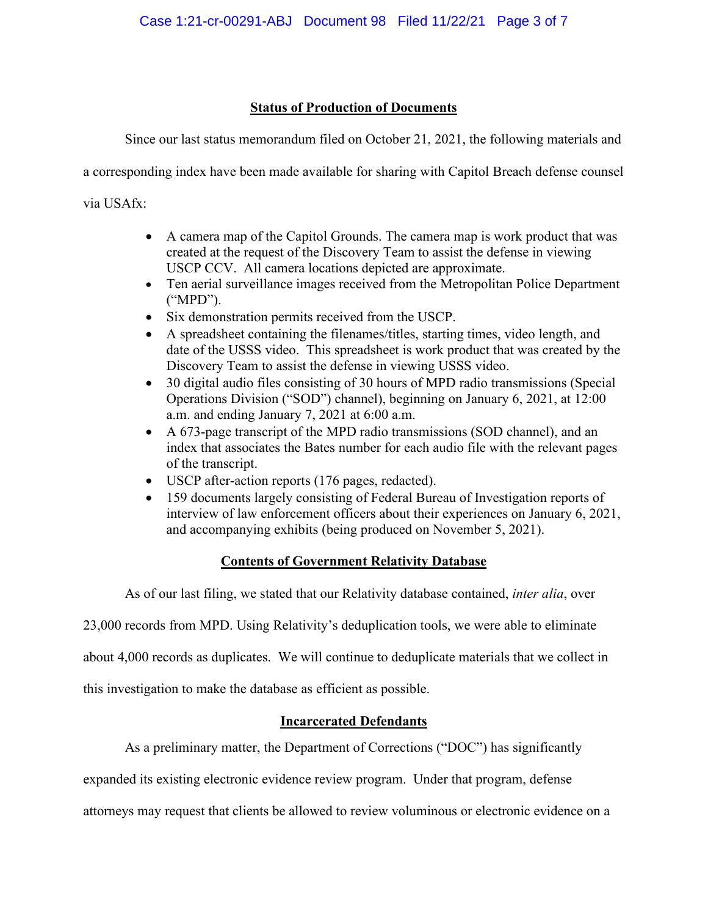## Status of Production of Documents

Since our last status memorandum filed on October 21, 2021, the following materials and a corresponding index have been made available for sharing with Capitol Breach defense counsel via USAfx:

- A camera map of the Capitol Grounds. The camera map is work product that was created at the request of the Discovery Team to assist the defense in viewing USCP CCV. All camera locations depicted are approximate.
- Ten aerial surveillance images received from the Metropolitan Police Department ("MPD").
- Six demonstration permits received from the USCP.
- A spreadsheet containing the filenames/titles, starting times, video length, and date of the USSS video. This spreadsheet is work product that was created by the Discovery Team to assist the defense in viewing USSS video.
- 30 digital audio files consisting of 30 hours of MPD radio transmissions (Special Operations Division ("SOD") channel), beginning on January 6, 2021, at 12:00 a.m. and ending January 7, 2021 at 6:00 a.m.
- A 673-page transcript of the MPD radio transmissions (SOD channel), and an index that associates the Bates number for each audio file with the relevant pages of the transcript.
- USCP after-action reports (176 pages, redacted).
- 159 documents largely consisting of Federal Bureau of Investigation reports of interview of law enforcement officers about their experiences on January 6, 2021, and accompanying exhibits (being produced on November 5, 2021).

## Contents of Government Relativity Database

As of our last filing, we stated that our Relativity database contained, *inter alia*, over 23,000 records from MPD. Using Relativity's deduplication tools, we were able to eliminate about 4,000 records as duplicates. We will continue to deduplicate materials that we collect in this investigation to make the database as efficient as possible.

## Incarcerated Defendants

As a preliminary matter, the Department of Corrections ("DOC") has significantly expanded its existing electronic evidence review program. Under that program, defense attorneys may request that clients be allowed to review voluminous or electronic evidence on a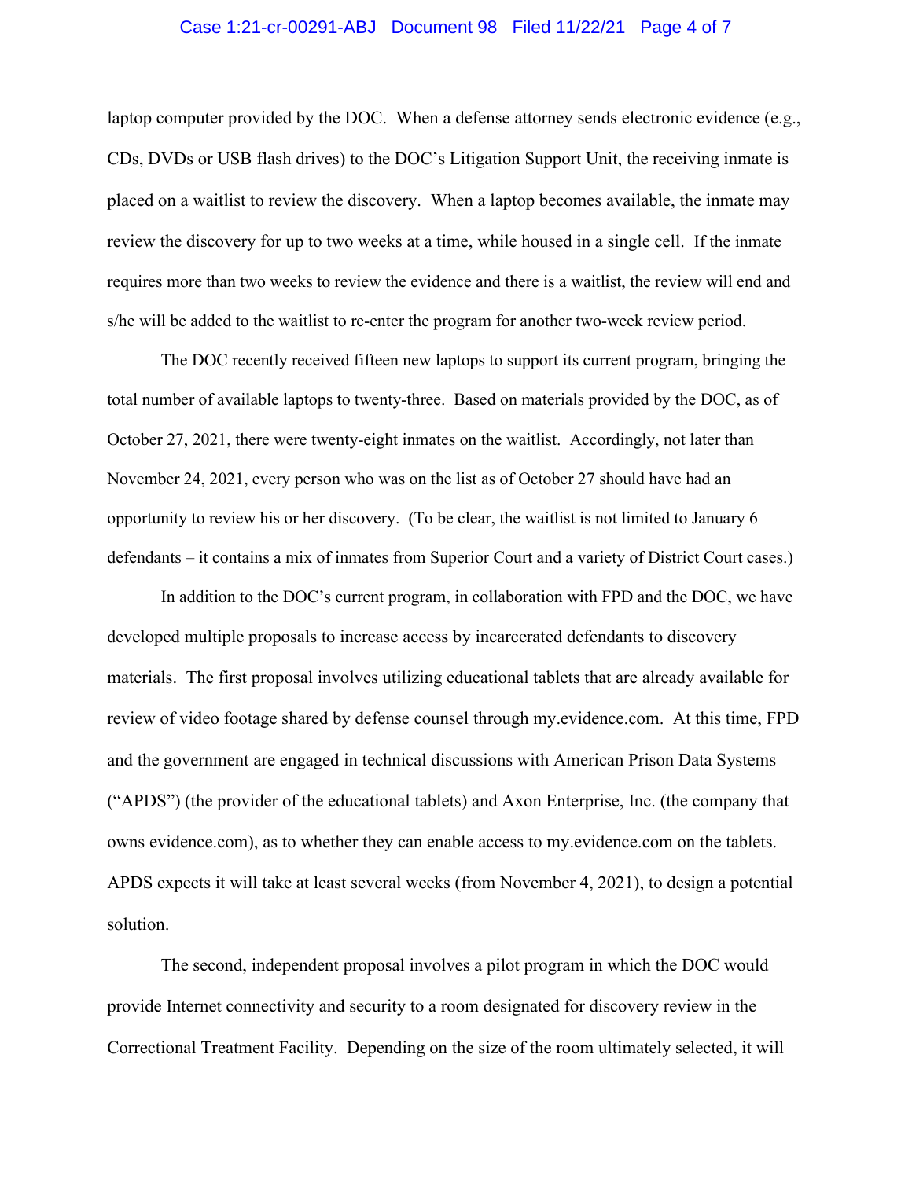laptop computer provided by the DOC. When a defense attorney sends electronic evidence (e.g., CDs, DVDs or USB flash drives) to the DOC's Litigation Support Unit, the receiving inmate is placed on a waitlist to review the discovery. When a laptop becomes available, the inmate may review the discovery for up to two weeks at a time, while housed in a single cell. If the inmate requires more than two weeks to review the evidence and there is a waitlist, the review will end and s/he will be added to the waitlist to re-enter the program for another two-week review period.

The DOC recently received fifteen new laptops to support its current program, bringing the total number of available laptops to twenty-three. Based on materials provided by the DOC, as of October 27, 2021, there were twenty-eight inmates on the waitlist. Accordingly, not later than November 24, 2021, every person who was on the list as of October 27 should have had an opportunity to review his or her discovery. (To be clear, the waitlist is not limited to January 6 defendants – it contains a mix of inmates from Superior Court and a variety of District Court cases.)

In addition to the DOC's current program, in collaboration with FPD and the DOC, we have developed multiple proposals to increase access by incarcerated defendants to discovery materials. The first proposal involves utilizing educational tablets that are already available for review of video footage shared by defense counsel through my.evidence.com. At this time, FPD and the government are engaged in technical discussions with American Prison Data Systems ("APDS") (the provider of the educational tablets) and Axon Enterprise, Inc. (the company that owns evidence.com), as to whether they can enable access to my.evidence.com on the tablets. APDS expects it will take at least several weeks (from November 4, 2021), to design a potential solution.

The second, independent proposal involves a pilot program in which the DOC would provide Internet connectivity and security to a room designated for discovery review in the Correctional Treatment Facility. Depending on the size of the room ultimately selected, it will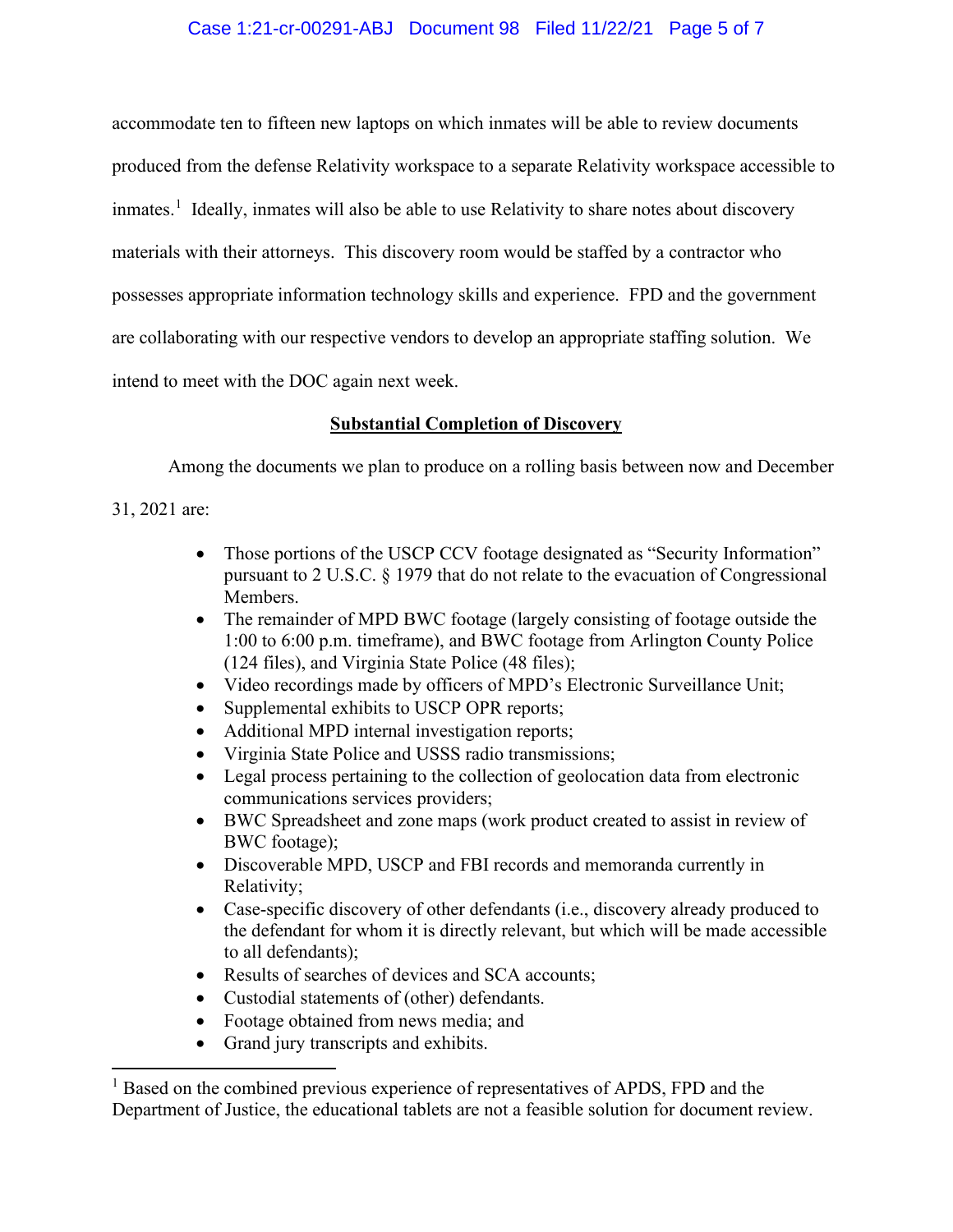accommodate ten to fifteen new laptops on which inmates will be able to review documents produced from the defense Relativity workspace to a separate Relativity workspace accessible to inmates.[1] Ideally, inmates will also be able to use Relativity to share notes about discovery materials with their attorneys. This discovery room would be staffed by a contractor who possesses appropriate information technology skills and experience. FPD and the government are collaborating with our respective vendors to develop an appropriate staffing solution. We intend to meet with the DOC again next week.

**Substantial Completion of Discovery**

Among the documents we plan to produce on a rolling basis between now and December 31, 2021 are:

- Those portions of the USCP CCV footage designated as "Security Information" pursuant to 2 U.S.C. § 1979 that do not relate to the evacuation of Congressional Members.
- The remainder of MPD BWC footage (largely consisting of footage outside the 1:00 to 6:00 p.m. timeframe), and BWC footage from Arlington County Police (124 files), and Virginia State Police (48 files);
- Video recordings made by officers of MPD's Electronic Surveillance Unit;
- Supplemental exhibits to USCP OPR reports;
- Additional MPD internal investigation reports;
- Virginia State Police and USSS radio transmissions;
- Legal process pertaining to the collection of geolocation data from electronic communications services providers;
- BWC Spreadsheet and zone maps (work product created to assist in review of BWC footage);
- Discoverable MPD, USCP and FBI records and memoranda currently in Relativity;
- Case-specific discovery of other defendants (i.e., discovery already produced to the defendant for whom it is directly relevant, but which will be made accessible to all defendants);
- Results of searches of devices and SCA accounts;
- Custodial statements of (other) defendants.
- Footage obtained from news media; and
- Grand jury transcripts and exhibits.

[1] Based on the combined previous experience of representatives of APDS, FPD and the Department of Justice, the educational tablets are not a feasible solution for document review.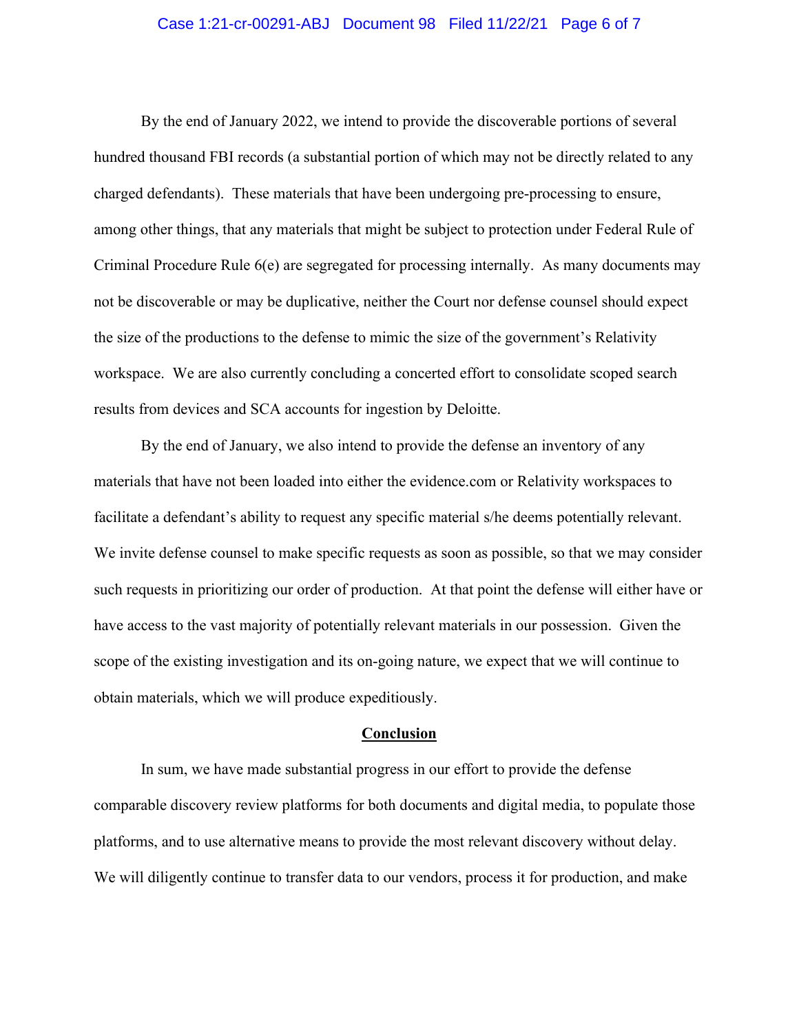By the end of January 2022, we intend to provide the discoverable portions of several hundred thousand FBI records (a substantial portion of which may not be directly related to any charged defendants). These materials that have been undergoing pre-processing to ensure, among other things, that any materials that might be subject to protection under Federal Rule of Criminal Procedure Rule 6(e) are segregated for processing internally. As many documents may not be discoverable or may be duplicative, neither the Court nor defense counsel should expect the size of the productions to the defense to mimic the size of the government's Relativity workspace. We are also currently concluding a concerted effort to consolidate scoped search results from devices and SCA accounts for ingestion by Deloitte.

By the end of January, we also intend to provide the defense an inventory of any materials that have not been loaded into either the evidence.com or Relativity workspaces to facilitate a defendant's ability to request any specific material s/he deems potentially relevant. We invite defense counsel to make specific requests as soon as possible, so that we may consider such requests in prioritizing our order of production. At that point the defense will either have or have access to the vast majority of potentially relevant materials in our possession. Given the scope of the existing investigation and its on-going nature, we expect that we will continue to obtain materials, which we will produce expeditiously.

## Conclusion

In sum, we have made substantial progress in our effort to provide the defense comparable discovery review platforms for both documents and digital media, to populate those platforms, and to use alternative means to provide the most relevant discovery without delay. We will diligently continue to transfer data to our vendors, process it for production, and make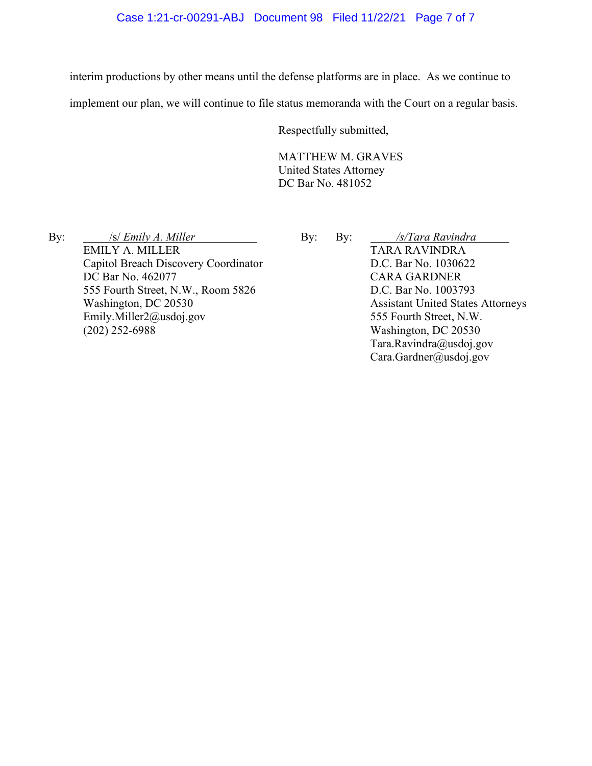interim productions by other means until the defense platforms are in place. As we continue to implement our plan, we will continue to file status memoranda with the Court on a regular basis.

Respectfully submitted,

MATTHEW M. GRAVES
United States Attorney
DC Bar No. 481052

By: /s/ *Emily A. Miller*
EMILY A. MILLER
Capitol Breach Discovery Coordinator
DC Bar No. 462077
555 Fourth Street, N.W., Room 5826
Washington, DC 20530
Emily.Miller2@usdoj.gov
(202) 252-6988

By: By: */s/Tara Ravindra*
TARA RAVINDRA
D.C. Bar No. 1030622
CARA GARDNER
D.C. Bar No. 1003793
Assistant United States Attorneys
555 Fourth Street, N.W.
Washington, DC 20530
Tara.Ravindra@usdoj.gov
Cara.Gardner@usdoj.gov